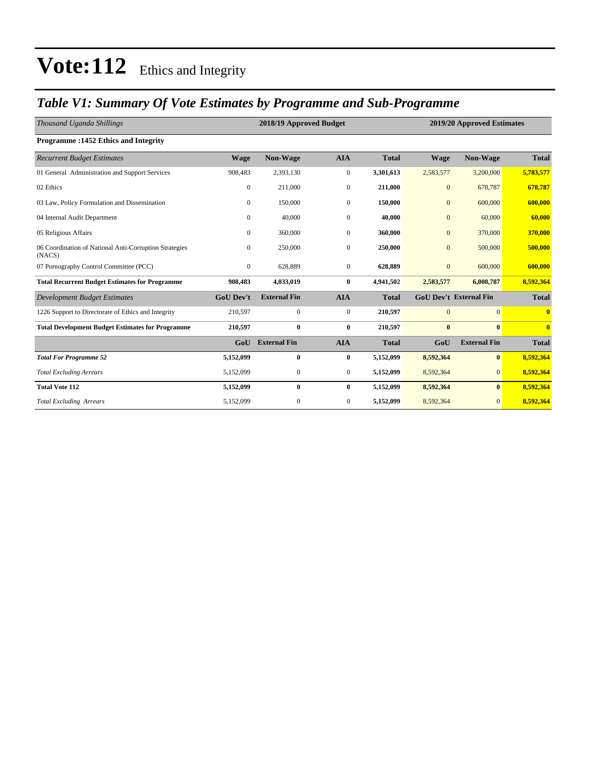# Vote:112 Ethics and Integrity

## *Table V1: Summary Of Vote Estimates by Programme and Sub-Programme*

| *Thousand Uganda Shillings* | 2018/19 Approved Budget | | | | 2019/20 Approved Estimates | | |
|---|---|---|---|---|---|---|---|
| **Programme :1452 Ethics and Integrity** | | | | | | | |
| *Recurrent Budget Estimates* | **Wage** | **Non-Wage** | **AIA** | **Total** | **Wage** | **Non-Wage** | **Total** |
| 01 General Administration and Support Services | 908,483 | 2,393,130 | 0 | **3,301,613** | 2,583,577 | 3,200,000 | **5,783,577** |
| 02 Ethics | 0 | 211,000 | 0 | **211,000** | 0 | 678,787 | **678,787** |
| 03 Law, Policy Formulation and Dissemination | 0 | 150,000 | 0 | **150,000** | 0 | 600,000 | **600,000** |
| 04 Internal Audit Department | 0 | 40,000 | 0 | **40,000** | 0 | 60,000 | **60,000** |
| 05 Religious Affairs | 0 | 360,000 | 0 | **360,000** | 0 | 370,000 | **370,000** |
| 06 Coordination of National Anti-Corruption Strategies (NACS) | 0 | 250,000 | 0 | **250,000** | 0 | 500,000 | **500,000** |
| 07 Pornography Control Committee (PCC) | 0 | 628,889 | 0 | **628,889** | 0 | 600,000 | **600,000** |
| **Total Recurrent Budget Estimates for Programme** | **908,483** | **4,033,019** | **0** | **4,941,502** | **2,583,577** | **6,008,787** | **8,592,364** |
| *Development Budget Estimates* | **GoU Dev't** | **External Fin** | **AIA** | **Total** | **GoU Dev't** | **External Fin** | **Total** |
| 1226 Support to Directorate of Ethics and Integrity | 210,597 | 0 | 0 | **210,597** | 0 | 0 | **0** |
| **Total Development Budget Estimates for Programme** | **210,597** | **0** | **0** | **210,597** | **0** | **0** | **0** |
| | **GoU** | **External Fin** | **AIA** | **Total** | **GoU** | **External Fin** | **Total** |
| ***Total For Programme 52*** | **5,152,099** | **0** | **0** | **5,152,099** | **8,592,364** | **0** | **8,592,364** |
| *Total Excluding Arrears* | 5,152,099 | 0 | 0 | **5,152,099** | 8,592,364 | 0 | **8,592,364** |
| **Total Vote 112** | **5,152,099** | **0** | **0** | **5,152,099** | **8,592,364** | **0** | **8,592,364** |
| *Total Excluding Arrears* | 5,152,099 | 0 | 0 | **5,152,099** | 8,592,364 | 0 | **8,592,364** |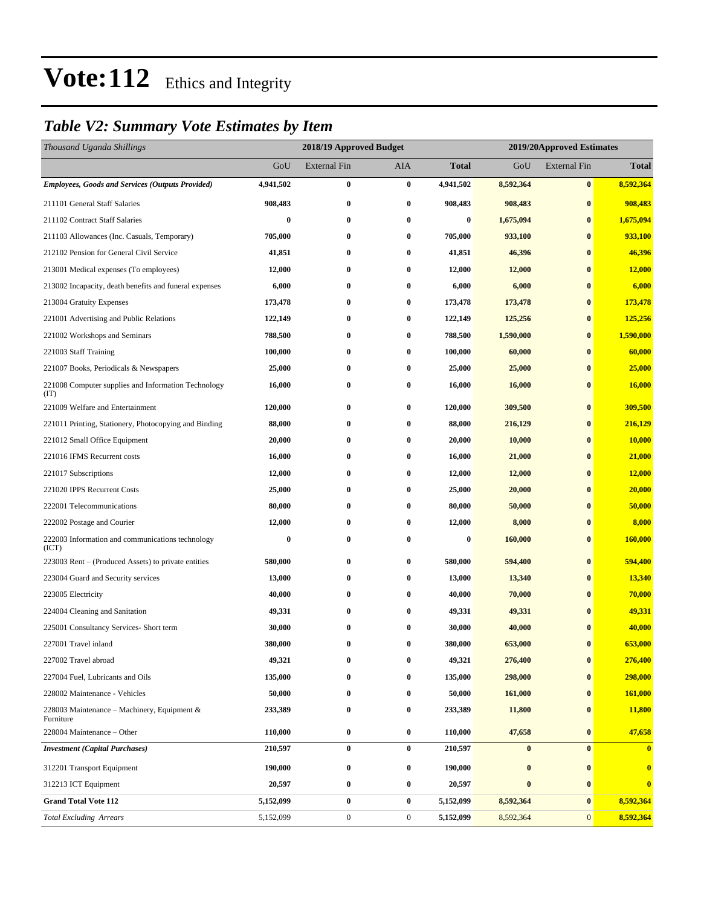# Vote:112 Ethics and Integrity

## *Table V2: Summary Vote Estimates by Item*

| *Thousand Uganda Shillings* | 2018/19 Approved Budget | | | | 2019/20Approved Estimates | | |
|---|---|---|---|---|---|---|---|
| | GoU | External Fin | AIA | **Total** | GoU | External Fin | **Total** |
| ***Employees, Goods and Services (Outputs Provided)*** | **4,941,502** | **0** | **0** | **4,941,502** | **8,592,364** | **0** | **8,592,364** |
| 211101 General Staff Salaries | **908,483** | **0** | **0** | **908,483** | **908,483** | **0** | **908,483** |
| 211102 Contract Staff Salaries | **0** | **0** | **0** | **0** | **1,675,094** | **0** | **1,675,094** |
| 211103 Allowances (Inc. Casuals, Temporary) | **705,000** | **0** | **0** | **705,000** | **933,100** | **0** | **933,100** |
| 212102 Pension for General Civil Service | **41,851** | **0** | **0** | **41,851** | **46,396** | **0** | **46,396** |
| 213001 Medical expenses (To employees) | **12,000** | **0** | **0** | **12,000** | **12,000** | **0** | **12,000** |
| 213002 Incapacity, death benefits and funeral expenses | **6,000** | **0** | **0** | **6,000** | **6,000** | **0** | **6,000** |
| 213004 Gratuity Expenses | **173,478** | **0** | **0** | **173,478** | **173,478** | **0** | **173,478** |
| 221001 Advertising and Public Relations | **122,149** | **0** | **0** | **122,149** | **125,256** | **0** | **125,256** |
| 221002 Workshops and Seminars | **788,500** | **0** | **0** | **788,500** | **1,590,000** | **0** | **1,590,000** |
| 221003 Staff Training | **100,000** | **0** | **0** | **100,000** | **60,000** | **0** | **60,000** |
| 221007 Books, Periodicals & Newspapers | **25,000** | **0** | **0** | **25,000** | **25,000** | **0** | **25,000** |
| 221008 Computer supplies and Information Technology (IT) | **16,000** | **0** | **0** | **16,000** | **16,000** | **0** | **16,000** |
| 221009 Welfare and Entertainment | **120,000** | **0** | **0** | **120,000** | **309,500** | **0** | **309,500** |
| 221011 Printing, Stationery, Photocopying and Binding | **88,000** | **0** | **0** | **88,000** | **216,129** | **0** | **216,129** |
| 221012 Small Office Equipment | **20,000** | **0** | **0** | **20,000** | **10,000** | **0** | **10,000** |
| 221016 IFMS Recurrent costs | **16,000** | **0** | **0** | **16,000** | **21,000** | **0** | **21,000** |
| 221017 Subscriptions | **12,000** | **0** | **0** | **12,000** | **12,000** | **0** | **12,000** |
| 221020 IPPS Recurrent Costs | **25,000** | **0** | **0** | **25,000** | **20,000** | **0** | **20,000** |
| 222001 Telecommunications | **80,000** | **0** | **0** | **80,000** | **50,000** | **0** | **50,000** |
| 222002 Postage and Courier | **12,000** | **0** | **0** | **12,000** | **8,000** | **0** | **8,000** |
| 222003 Information and communications technology (ICT) | **0** | **0** | **0** | **0** | **160,000** | **0** | **160,000** |
| 223003 Rent – (Produced Assets) to private entities | **580,000** | **0** | **0** | **580,000** | **594,400** | **0** | **594,400** |
| 223004 Guard and Security services | **13,000** | **0** | **0** | **13,000** | **13,340** | **0** | **13,340** |
| 223005 Electricity | **40,000** | **0** | **0** | **40,000** | **70,000** | **0** | **70,000** |
| 224004 Cleaning and Sanitation | **49,331** | **0** | **0** | **49,331** | **49,331** | **0** | **49,331** |
| 225001 Consultancy Services- Short term | **30,000** | **0** | **0** | **30,000** | **40,000** | **0** | **40,000** |
| 227001 Travel inland | **380,000** | **0** | **0** | **380,000** | **653,000** | **0** | **653,000** |
| 227002 Travel abroad | **49,321** | **0** | **0** | **49,321** | **276,400** | **0** | **276,400** |
| 227004 Fuel, Lubricants and Oils | **135,000** | **0** | **0** | **135,000** | **298,000** | **0** | **298,000** |
| 228002 Maintenance - Vehicles | **50,000** | **0** | **0** | **50,000** | **161,000** | **0** | **161,000** |
| 228003 Maintenance – Machinery, Equipment & Furniture | **233,389** | **0** | **0** | **233,389** | **11,800** | **0** | **11,800** |
| 228004 Maintenance – Other | **110,000** | **0** | **0** | **110,000** | **47,658** | **0** | **47,658** |
| ***Investment (Capital Purchases)*** | **210,597** | **0** | **0** | **210,597** | **0** | **0** | **0** |
| 312201 Transport Equipment | **190,000** | **0** | **0** | **190,000** | **0** | **0** | **0** |
| 312213 ICT Equipment | **20,597** | **0** | **0** | **20,597** | **0** | **0** | **0** |
| **Grand Total Vote 112** | **5,152,099** | **0** | **0** | **5,152,099** | **8,592,364** | **0** | **8,592,364** |
| *Total Excluding Arrears* | 5,152,099 | 0 | 0 | **5,152,099** | 8,592,364 | 0 | **8,592,364** |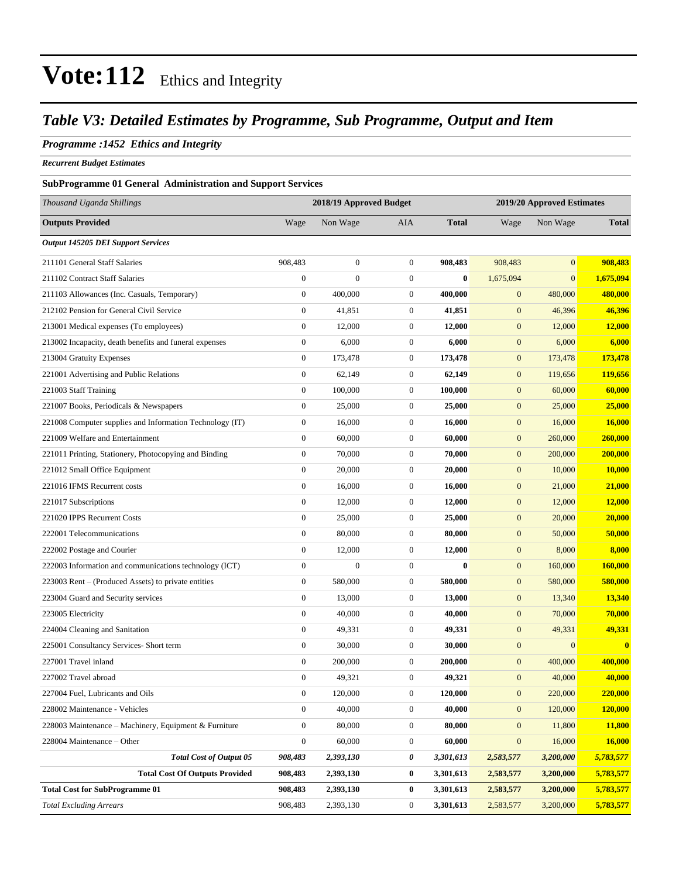# Vote:112 Ethics and Integrity

## *Table V3: Detailed Estimates by Programme, Sub Programme, Output and Item*

***Programme :1452 Ethics and Integrity***

***Recurrent Budget Estimates***

**SubProgramme 01 General Administration and Support Services**

| *Thousand Uganda Shillings* | 2018/19 Approved Budget | | | | 2019/20 Approved Estimates | | |
|---|---|---|---|---|---|---|---|
| **Outputs Provided** | Wage | Non Wage | AIA | **Total** | Wage | Non Wage | **Total** |
| ***Output 145205 DEI Support Services*** | | | | | | | |
| 211101 General Staff Salaries | 908,483 | 0 | 0 | **908,483** | 908,483 | 0 | **908,483** |
| 211102 Contract Staff Salaries | 0 | 0 | 0 | **0** | 1,675,094 | 0 | **1,675,094** |
| 211103 Allowances (Inc. Casuals, Temporary) | 0 | 400,000 | 0 | **400,000** | 0 | 480,000 | **480,000** |
| 212102 Pension for General Civil Service | 0 | 41,851 | 0 | **41,851** | 0 | 46,396 | **46,396** |
| 213001 Medical expenses (To employees) | 0 | 12,000 | 0 | **12,000** | 0 | 12,000 | **12,000** |
| 213002 Incapacity, death benefits and funeral expenses | 0 | 6,000 | 0 | **6,000** | 0 | 6,000 | **6,000** |
| 213004 Gratuity Expenses | 0 | 173,478 | 0 | **173,478** | 0 | 173,478 | **173,478** |
| 221001 Advertising and Public Relations | 0 | 62,149 | 0 | **62,149** | 0 | 119,656 | **119,656** |
| 221003 Staff Training | 0 | 100,000 | 0 | **100,000** | 0 | 60,000 | **60,000** |
| 221007 Books, Periodicals & Newspapers | 0 | 25,000 | 0 | **25,000** | 0 | 25,000 | **25,000** |
| 221008 Computer supplies and Information Technology (IT) | 0 | 16,000 | 0 | **16,000** | 0 | 16,000 | **16,000** |
| 221009 Welfare and Entertainment | 0 | 60,000 | 0 | **60,000** | 0 | 260,000 | **260,000** |
| 221011 Printing, Stationery, Photocopying and Binding | 0 | 70,000 | 0 | **70,000** | 0 | 200,000 | **200,000** |
| 221012 Small Office Equipment | 0 | 20,000 | 0 | **20,000** | 0 | 10,000 | **10,000** |
| 221016 IFMS Recurrent costs | 0 | 16,000 | 0 | **16,000** | 0 | 21,000 | **21,000** |
| 221017 Subscriptions | 0 | 12,000 | 0 | **12,000** | 0 | 12,000 | **12,000** |
| 221020 IPPS Recurrent Costs | 0 | 25,000 | 0 | **25,000** | 0 | 20,000 | **20,000** |
| 222001 Telecommunications | 0 | 80,000 | 0 | **80,000** | 0 | 50,000 | **50,000** |
| 222002 Postage and Courier | 0 | 12,000 | 0 | **12,000** | 0 | 8,000 | **8,000** |
| 222003 Information and communications technology (ICT) | 0 | 0 | 0 | **0** | 0 | 160,000 | **160,000** |
| 223003 Rent – (Produced Assets) to private entities | 0 | 580,000 | 0 | **580,000** | 0 | 580,000 | **580,000** |
| 223004 Guard and Security services | 0 | 13,000 | 0 | **13,000** | 0 | 13,340 | **13,340** |
| 223005 Electricity | 0 | 40,000 | 0 | **40,000** | 0 | 70,000 | **70,000** |
| 224004 Cleaning and Sanitation | 0 | 49,331 | 0 | **49,331** | 0 | 49,331 | **49,331** |
| 225001 Consultancy Services- Short term | 0 | 30,000 | 0 | **30,000** | 0 | 0 | **0** |
| 227001 Travel inland | 0 | 200,000 | 0 | **200,000** | 0 | 400,000 | **400,000** |
| 227002 Travel abroad | 0 | 49,321 | 0 | **49,321** | 0 | 40,000 | **40,000** |
| 227004 Fuel, Lubricants and Oils | 0 | 120,000 | 0 | **120,000** | 0 | 220,000 | **220,000** |
| 228002 Maintenance - Vehicles | 0 | 40,000 | 0 | **40,000** | 0 | 120,000 | **120,000** |
| 228003 Maintenance – Machinery, Equipment & Furniture | 0 | 80,000 | 0 | **80,000** | 0 | 11,800 | **11,800** |
| 228004 Maintenance – Other | 0 | 60,000 | 0 | **60,000** | 0 | 16,000 | **16,000** |
| ***Total Cost of Output 05*** | ***908,483*** | ***2,393,130*** | ***0*** | ***3,301,613*** | ***2,583,577*** | ***3,200,000*** | ***5,783,577*** |
| **Total Cost Of Outputs Provided** | **908,483** | **2,393,130** | **0** | **3,301,613** | **2,583,577** | **3,200,000** | **5,783,577** |
| **Total Cost for SubProgramme 01** | **908,483** | **2,393,130** | **0** | **3,301,613** | **2,583,577** | **3,200,000** | **5,783,577** |
| *Total Excluding Arrears* | 908,483 | 2,393,130 | 0 | **3,301,613** | 2,583,577 | 3,200,000 | **5,783,577** |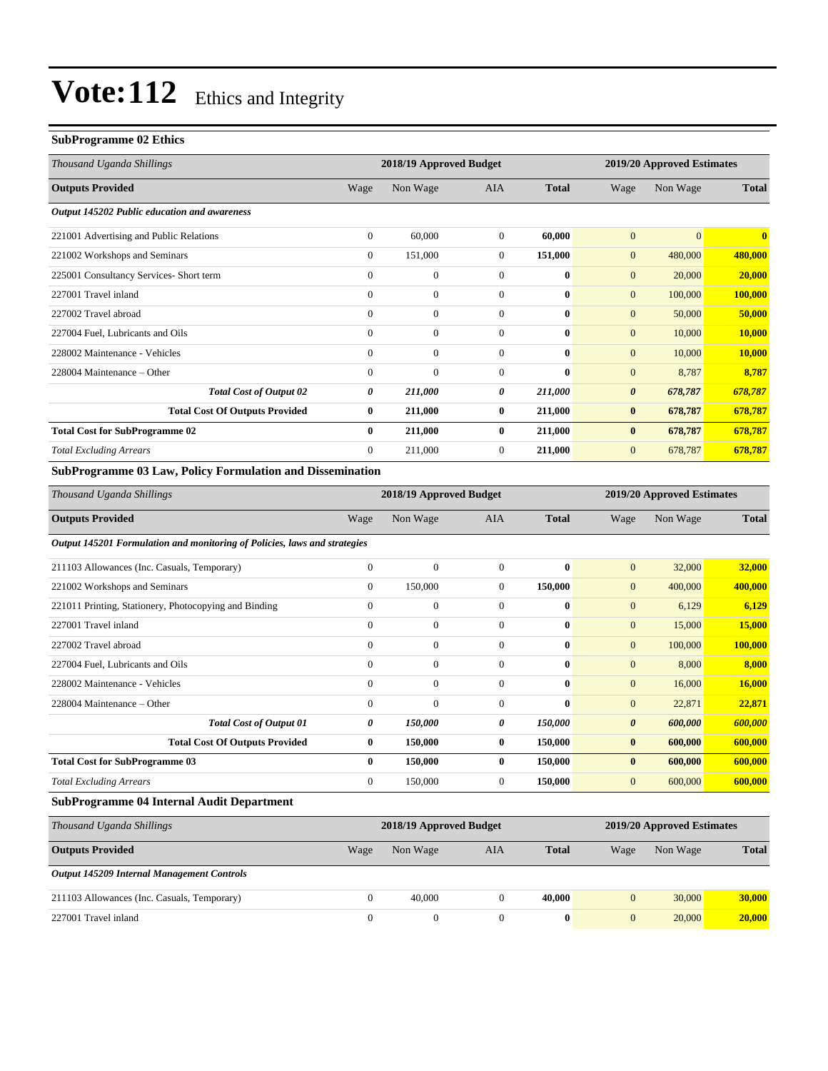# Vote:112 Ethics and Integrity

### SubProgramme 02 Ethics

| Thousand Uganda Shillings | 2018/19 Approved Budget | | | | 2019/20 Approved Estimates | | |
|---|---|---|---|---|---|---|---|
| **Outputs Provided** | Wage | Non Wage | AIA | **Total** | Wage | Non Wage | **Total** |
| ***Output 145202 Public education and awareness*** | | | | | | | |
| 221001 Advertising and Public Relations | 0 | 60,000 | 0 | **60,000** | 0 | 0 | **0** |
| 221002 Workshops and Seminars | 0 | 151,000 | 0 | **151,000** | 0 | 480,000 | **480,000** |
| 225001 Consultancy Services- Short term | 0 | 0 | 0 | **0** | 0 | 20,000 | **20,000** |
| 227001 Travel inland | 0 | 0 | 0 | **0** | 0 | 100,000 | **100,000** |
| 227002 Travel abroad | 0 | 0 | 0 | **0** | 0 | 50,000 | **50,000** |
| 227004 Fuel, Lubricants and Oils | 0 | 0 | 0 | **0** | 0 | 10,000 | **10,000** |
| 228002 Maintenance - Vehicles | 0 | 0 | 0 | **0** | 0 | 10,000 | **10,000** |
| 228004 Maintenance – Other | 0 | 0 | 0 | **0** | 0 | 8,787 | **8,787** |
| ***Total Cost of Output 02*** | ***0*** | ***211,000*** | ***0*** | ***211,000*** | ***0*** | ***678,787*** | ***678,787*** |
| **Total Cost Of Outputs Provided** | **0** | **211,000** | **0** | **211,000** | **0** | **678,787** | **678,787** |
| **Total Cost for SubProgramme 02** | **0** | **211,000** | **0** | **211,000** | **0** | **678,787** | **678,787** |
| *Total Excluding Arrears* | 0 | 211,000 | 0 | **211,000** | 0 | 678,787 | **678,787** |

### SubProgramme 03 Law, Policy Formulation and Dissemination

| Thousand Uganda Shillings | 2018/19 Approved Budget | | | | 2019/20 Approved Estimates | | |
|---|---|---|---|---|---|---|---|
| **Outputs Provided** | Wage | Non Wage | AIA | **Total** | Wage | Non Wage | **Total** |
| ***Output 145201 Formulation and monitoring of Policies, laws and strategies*** | | | | | | | |
| 211103 Allowances (Inc. Casuals, Temporary) | 0 | 0 | 0 | **0** | 0 | 32,000 | **32,000** |
| 221002 Workshops and Seminars | 0 | 150,000 | 0 | **150,000** | 0 | 400,000 | **400,000** |
| 221011 Printing, Stationery, Photocopying and Binding | 0 | 0 | 0 | **0** | 0 | 6,129 | **6,129** |
| 227001 Travel inland | 0 | 0 | 0 | **0** | 0 | 15,000 | **15,000** |
| 227002 Travel abroad | 0 | 0 | 0 | **0** | 0 | 100,000 | **100,000** |
| 227004 Fuel, Lubricants and Oils | 0 | 0 | 0 | **0** | 0 | 8,000 | **8,000** |
| 228002 Maintenance - Vehicles | 0 | 0 | 0 | **0** | 0 | 16,000 | **16,000** |
| 228004 Maintenance – Other | 0 | 0 | 0 | **0** | 0 | 22,871 | **22,871** |
| ***Total Cost of Output 01*** | ***0*** | ***150,000*** | ***0*** | ***150,000*** | ***0*** | ***600,000*** | ***600,000*** |
| **Total Cost Of Outputs Provided** | **0** | **150,000** | **0** | **150,000** | **0** | **600,000** | **600,000** |
| **Total Cost for SubProgramme 03** | **0** | **150,000** | **0** | **150,000** | **0** | **600,000** | **600,000** |
| *Total Excluding Arrears* | 0 | 150,000 | 0 | **150,000** | 0 | 600,000 | **600,000** |

### SubProgramme 04 Internal Audit Department

| Thousand Uganda Shillings | 2018/19 Approved Budget | | | | 2019/20 Approved Estimates | | |
|---|---|---|---|---|---|---|---|
| **Outputs Provided** | Wage | Non Wage | AIA | **Total** | Wage | Non Wage | **Total** |
| ***Output 145209 Internal Management Controls*** | | | | | | | |
| 211103 Allowances (Inc. Casuals, Temporary) | 0 | 40,000 | 0 | **40,000** | 0 | 30,000 | **30,000** |
| 227001 Travel inland | 0 | 0 | 0 | **0** | 0 | 20,000 | **20,000** |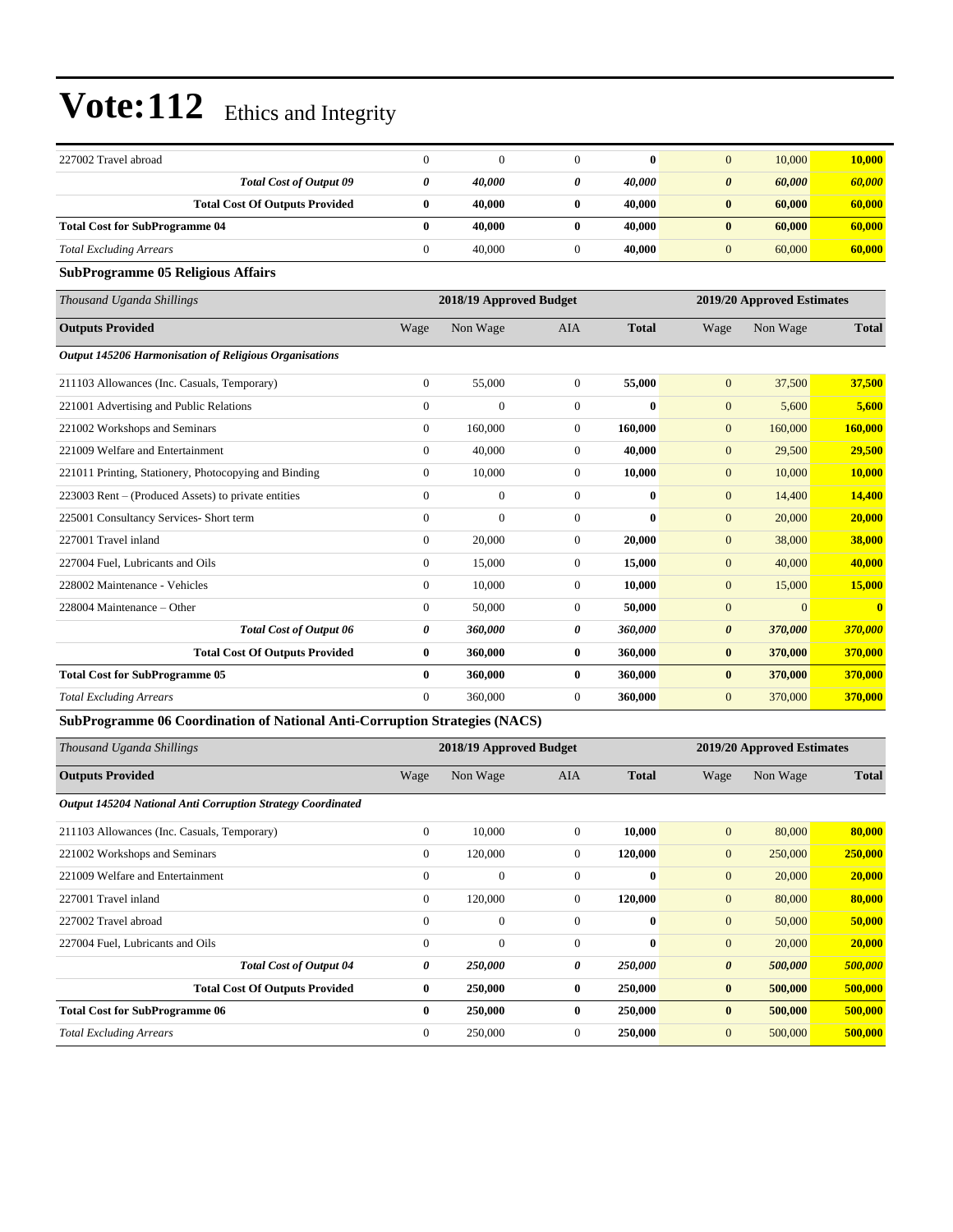# Vote:112 Ethics and Integrity

| | | | | | | | |
|---|---|---|---|---|---|---|---|
| 227002 Travel abroad | 0 | 0 | 0 | **0** | 0 | 10,000 | **10,000** |
| ***Total Cost of Output 09*** | ***0*** | ***40,000*** | ***0*** | ***40,000*** | ***0*** | ***60,000*** | ***60,000*** |
| **Total Cost Of Outputs Provided** | **0** | **40,000** | **0** | **40,000** | **0** | **60,000** | **60,000** |
| **Total Cost for SubProgramme 04** | **0** | **40,000** | **0** | **40,000** | **0** | **60,000** | **60,000** |
| *Total Excluding Arrears* | 0 | 40,000 | 0 | **40,000** | 0 | 60,000 | **60,000** |

**SubProgramme 05 Religious Affairs**

| *Thousand Uganda Shillings* | 2018/19 Approved Budget | | | | 2019/20 Approved Estimates | | |
|---|---|---|---|---|---|---|---|
| **Outputs Provided** | Wage | Non Wage | AIA | **Total** | Wage | Non Wage | **Total** |
| ***Output 145206 Harmonisation of Religious Organisations*** | | | | | | | |
| 211103 Allowances (Inc. Casuals, Temporary) | 0 | 55,000 | 0 | **55,000** | 0 | 37,500 | **37,500** |
| 221001 Advertising and Public Relations | 0 | 0 | 0 | **0** | 0 | 5,600 | **5,600** |
| 221002 Workshops and Seminars | 0 | 160,000 | 0 | **160,000** | 0 | 160,000 | **160,000** |
| 221009 Welfare and Entertainment | 0 | 40,000 | 0 | **40,000** | 0 | 29,500 | **29,500** |
| 221011 Printing, Stationery, Photocopying and Binding | 0 | 10,000 | 0 | **10,000** | 0 | 10,000 | **10,000** |
| 223003 Rent – (Produced Assets) to private entities | 0 | 0 | 0 | **0** | 0 | 14,400 | **14,400** |
| 225001 Consultancy Services- Short term | 0 | 0 | 0 | **0** | 0 | 20,000 | **20,000** |
| 227001 Travel inland | 0 | 20,000 | 0 | **20,000** | 0 | 38,000 | **38,000** |
| 227004 Fuel, Lubricants and Oils | 0 | 15,000 | 0 | **15,000** | 0 | 40,000 | **40,000** |
| 228002 Maintenance - Vehicles | 0 | 10,000 | 0 | **10,000** | 0 | 15,000 | **15,000** |
| 228004 Maintenance – Other | 0 | 50,000 | 0 | **50,000** | 0 | 0 | **0** |
| ***Total Cost of Output 06*** | ***0*** | ***360,000*** | ***0*** | ***360,000*** | ***0*** | ***370,000*** | ***370,000*** |
| **Total Cost Of Outputs Provided** | **0** | **360,000** | **0** | **360,000** | **0** | **370,000** | **370,000** |
| **Total Cost for SubProgramme 05** | **0** | **360,000** | **0** | **360,000** | **0** | **370,000** | **370,000** |
| *Total Excluding Arrears* | 0 | 360,000 | 0 | **360,000** | 0 | 370,000 | **370,000** |

**SubProgramme 06 Coordination of National Anti-Corruption Strategies (NACS)**

| *Thousand Uganda Shillings* | 2018/19 Approved Budget | | | | 2019/20 Approved Estimates | | |
|---|---|---|---|---|---|---|---|
| **Outputs Provided** | Wage | Non Wage | AIA | **Total** | Wage | Non Wage | **Total** |
| ***Output 145204 National Anti Corruption Strategy Coordinated*** | | | | | | | |
| 211103 Allowances (Inc. Casuals, Temporary) | 0 | 10,000 | 0 | **10,000** | 0 | 80,000 | **80,000** |
| 221002 Workshops and Seminars | 0 | 120,000 | 0 | **120,000** | 0 | 250,000 | **250,000** |
| 221009 Welfare and Entertainment | 0 | 0 | 0 | **0** | 0 | 20,000 | **20,000** |
| 227001 Travel inland | 0 | 120,000 | 0 | **120,000** | 0 | 80,000 | **80,000** |
| 227002 Travel abroad | 0 | 0 | 0 | **0** | 0 | 50,000 | **50,000** |
| 227004 Fuel, Lubricants and Oils | 0 | 0 | 0 | **0** | 0 | 20,000 | **20,000** |
| ***Total Cost of Output 04*** | ***0*** | ***250,000*** | ***0*** | ***250,000*** | ***0*** | ***500,000*** | ***500,000*** |
| **Total Cost Of Outputs Provided** | **0** | **250,000** | **0** | **250,000** | **0** | **500,000** | **500,000** |
| **Total Cost for SubProgramme 06** | **0** | **250,000** | **0** | **250,000** | **0** | **500,000** | **500,000** |
| *Total Excluding Arrears* | 0 | 250,000 | 0 | **250,000** | 0 | 500,000 | **500,000** |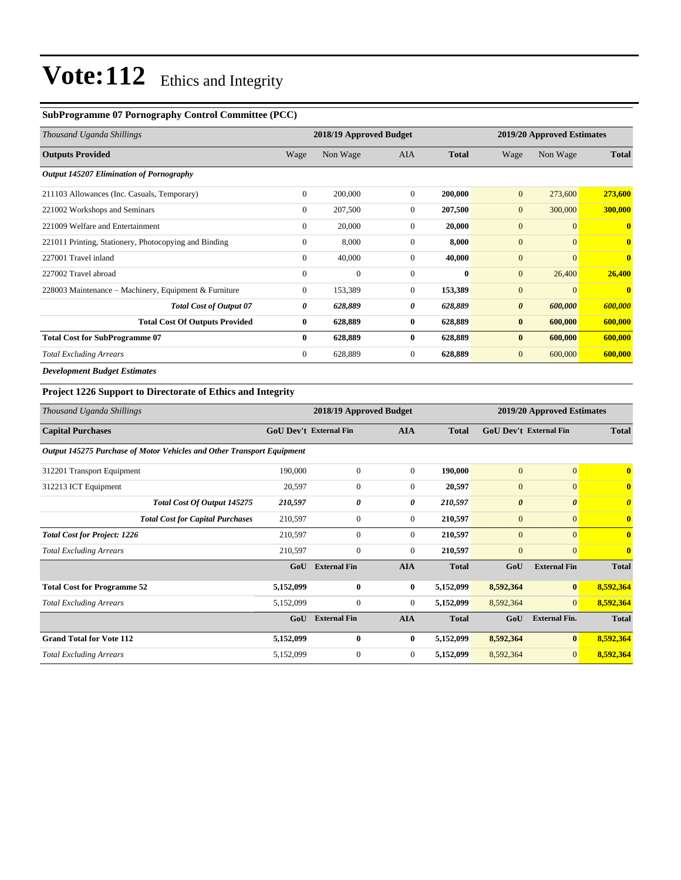# Vote:112 Ethics and Integrity

### SubProgramme 07 Pornography Control Committee (PCC)

| *Thousand Uganda Shillings* | 2018/19 Approved Budget | | | | 2019/20 Approved Estimates | | |
|---|---|---|---|---|---|---|---|
| **Outputs Provided** | Wage | Non Wage | AIA | **Total** | Wage | Non Wage | **Total** |
| ***Output 145207 Elimination of Pornography*** | | | | | | | |
| 211103 Allowances (Inc. Casuals, Temporary) | 0 | 200,000 | 0 | **200,000** | 0 | 273,600 | **273,600** |
| 221002 Workshops and Seminars | 0 | 207,500 | 0 | **207,500** | 0 | 300,000 | **300,000** |
| 221009 Welfare and Entertainment | 0 | 20,000 | 0 | **20,000** | 0 | 0 | **0** |
| 221011 Printing, Stationery, Photocopying and Binding | 0 | 8,000 | 0 | **8,000** | 0 | 0 | **0** |
| 227001 Travel inland | 0 | 40,000 | 0 | **40,000** | 0 | 0 | **0** |
| 227002 Travel abroad | 0 | 0 | 0 | **0** | 0 | 26,400 | **26,400** |
| 228003 Maintenance – Machinery, Equipment & Furniture | 0 | 153,389 | 0 | **153,389** | 0 | 0 | **0** |
| ***Total Cost of Output 07*** | ***0*** | ***628,889*** | ***0*** | ***628,889*** | ***0*** | ***600,000*** | ***600,000*** |
| **Total Cost Of Outputs Provided** | **0** | **628,889** | **0** | **628,889** | **0** | **600,000** | **600,000** |
| **Total Cost for SubProgramme 07** | **0** | **628,889** | **0** | **628,889** | **0** | **600,000** | **600,000** |
| *Total Excluding Arrears* | 0 | 628,889 | 0 | **628,889** | 0 | 600,000 | **600,000** |

***Development Budget Estimates***

### Project 1226 Support to Directorate of Ethics and Integrity

| *Thousand Uganda Shillings* | 2018/19 Approved Budget | | | | 2019/20 Approved Estimates | | |
|---|---|---|---|---|---|---|---|
| **Capital Purchases** | **GoU Dev't** | **External Fin** | **AIA** | **Total** | **GoU Dev't** | **External Fin** | **Total** |
| ***Output 145275 Purchase of Motor Vehicles and Other Transport Equipment*** | | | | | | | |
| 312201 Transport Equipment | 190,000 | 0 | 0 | **190,000** | 0 | 0 | **0** |
| 312213 ICT Equipment | 20,597 | 0 | 0 | **20,597** | 0 | 0 | **0** |
| ***Total Cost Of Output 145275*** | ***210,597*** | ***0*** | ***0*** | ***210,597*** | ***0*** | ***0*** | ***0*** |
| ***Total Cost for Capital Purchases*** | 210,597 | 0 | 0 | **210,597** | 0 | 0 | **0** |
| ***Total Cost for Project: 1226*** | 210,597 | 0 | 0 | **210,597** | 0 | 0 | **0** |
| *Total Excluding Arrears* | 210,597 | 0 | 0 | **210,597** | 0 | 0 | **0** |
| | **GoU** | **External Fin** | **AIA** | **Total** | **GoU** | **External Fin** | **Total** |
| **Total Cost for Programme 52** | **5,152,099** | **0** | **0** | **5,152,099** | **8,592,364** | **0** | **8,592,364** |
| *Total Excluding Arrears* | 5,152,099 | 0 | 0 | **5,152,099** | 8,592,364 | 0 | **8,592,364** |
| | **GoU** | **External Fin** | **AIA** | **Total** | **GoU** | **External Fin.** | **Total** |
| **Grand Total for Vote 112** | **5,152,099** | **0** | **0** | **5,152,099** | **8,592,364** | **0** | **8,592,364** |
| *Total Excluding Arrears* | 5,152,099 | 0 | 0 | **5,152,099** | 8,592,364 | 0 | **8,592,364** |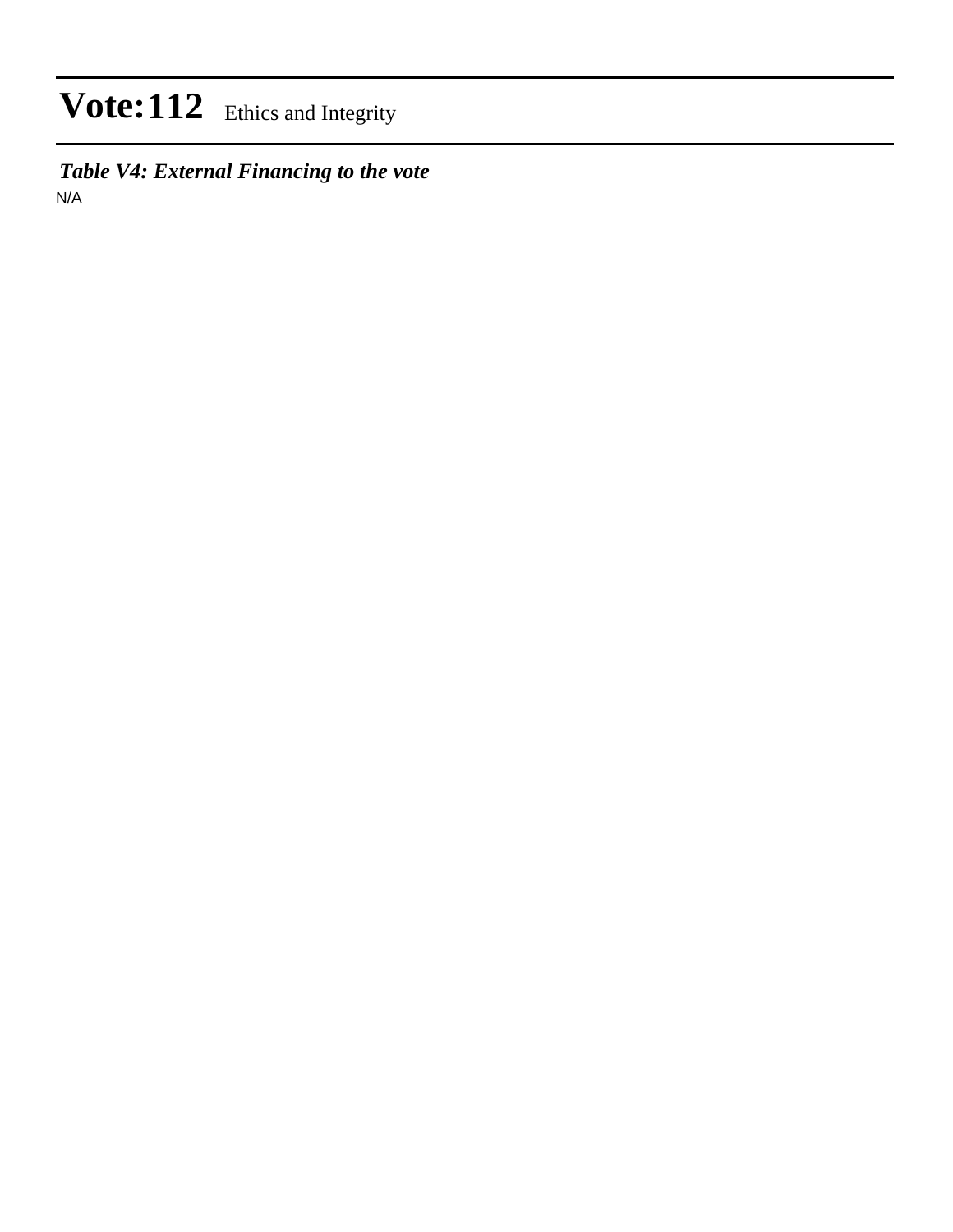# Vote:112 Ethics and Integrity

***Table V4: External Financing to the vote***

N/A